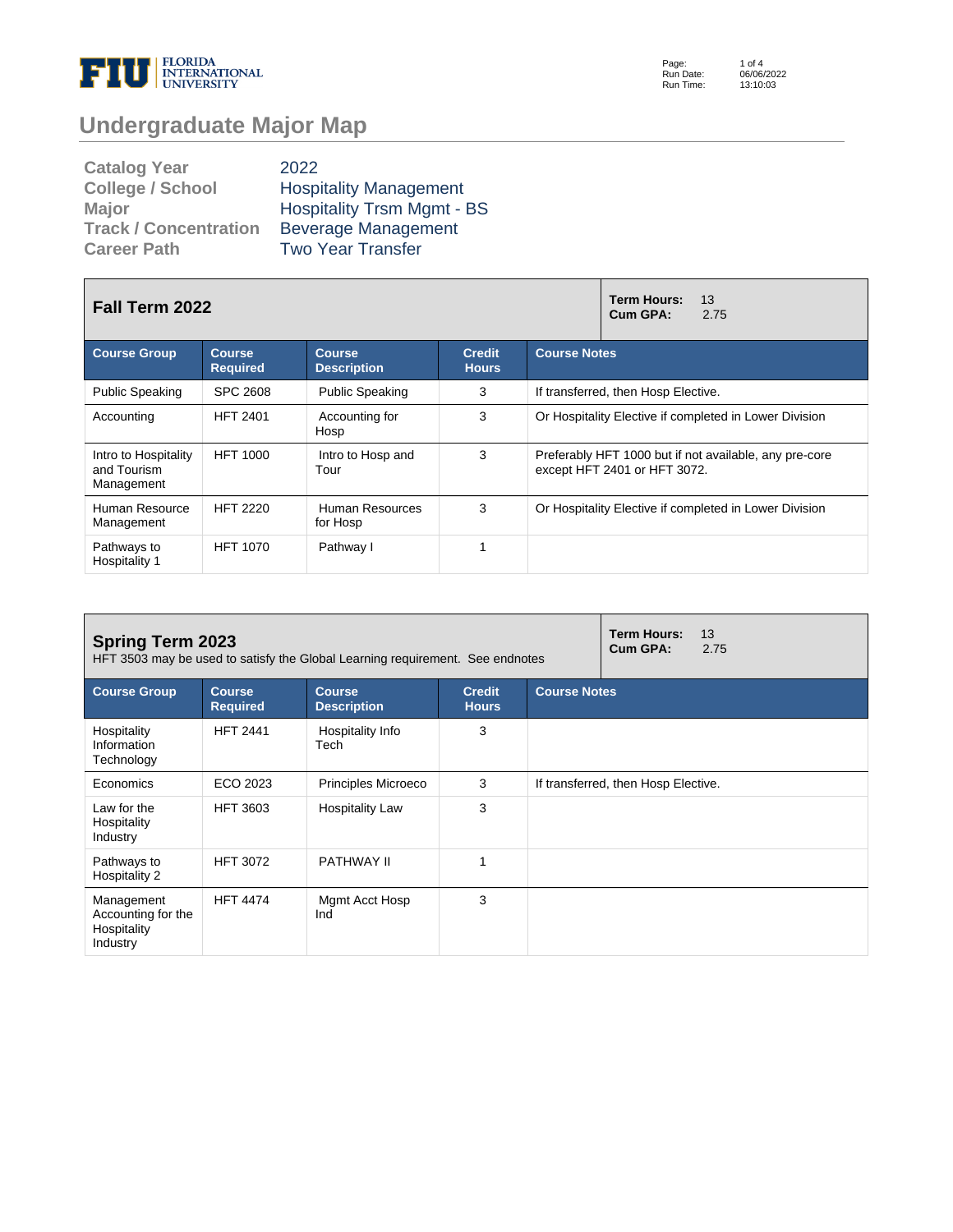# Undergraduate Major Map

| | |
|---|---|
| **Catalog Year** | 2022 |
| **College / School** | Hospitality Management |
| **Major** | Hospitality Trsm Mgmt - BS |
| **Track / Concentration** | Beverage Management |
| **Career Path** | Two Year Transfer |

## Fall Term 2022

**Term Hours:** 13
**Cum GPA:** 2.75

| Course Group | Course Required | Course Description | Credit Hours | Course Notes |
|---|---|---|---|---|
| Public Speaking | SPC 2608 | Public Speaking | 3 | If transferred, then Hosp Elective. |
| Accounting | HFT 2401 | Accounting for Hosp | 3 | Or Hospitality Elective if completed in Lower Division |
| Intro to Hospitality and Tourism Management | HFT 1000 | Intro to Hosp and Tour | 3 | Preferably HFT 1000 but if not available, any pre-core except HFT 2401 or HFT 3072. |
| Human Resource Management | HFT 2220 | Human Resources for Hosp | 3 | Or Hospitality Elective if completed in Lower Division |
| Pathways to Hospitality 1 | HFT 1070 | Pathway I | 1 | |

## Spring Term 2023

HFT 3503 may be used to satisfy the Global Learning requirement. See endnotes

**Term Hours:** 13
**Cum GPA:** 2.75

| Course Group | Course Required | Course Description | Credit Hours | Course Notes |
|---|---|---|---|---|
| Hospitality Information Technology | HFT 2441 | Hospitality Info Tech | 3 | |
| Economics | ECO 2023 | Principles Microeco | 3 | If transferred, then Hosp Elective. |
| Law for the Hospitality Industry | HFT 3603 | Hospitality Law | 3 | |
| Pathways to Hospitality 2 | HFT 3072 | PATHWAY II | 1 | |
| Management Accounting for the Hospitality Industry | HFT 4474 | Mgmt Acct Hosp Ind | 3 | |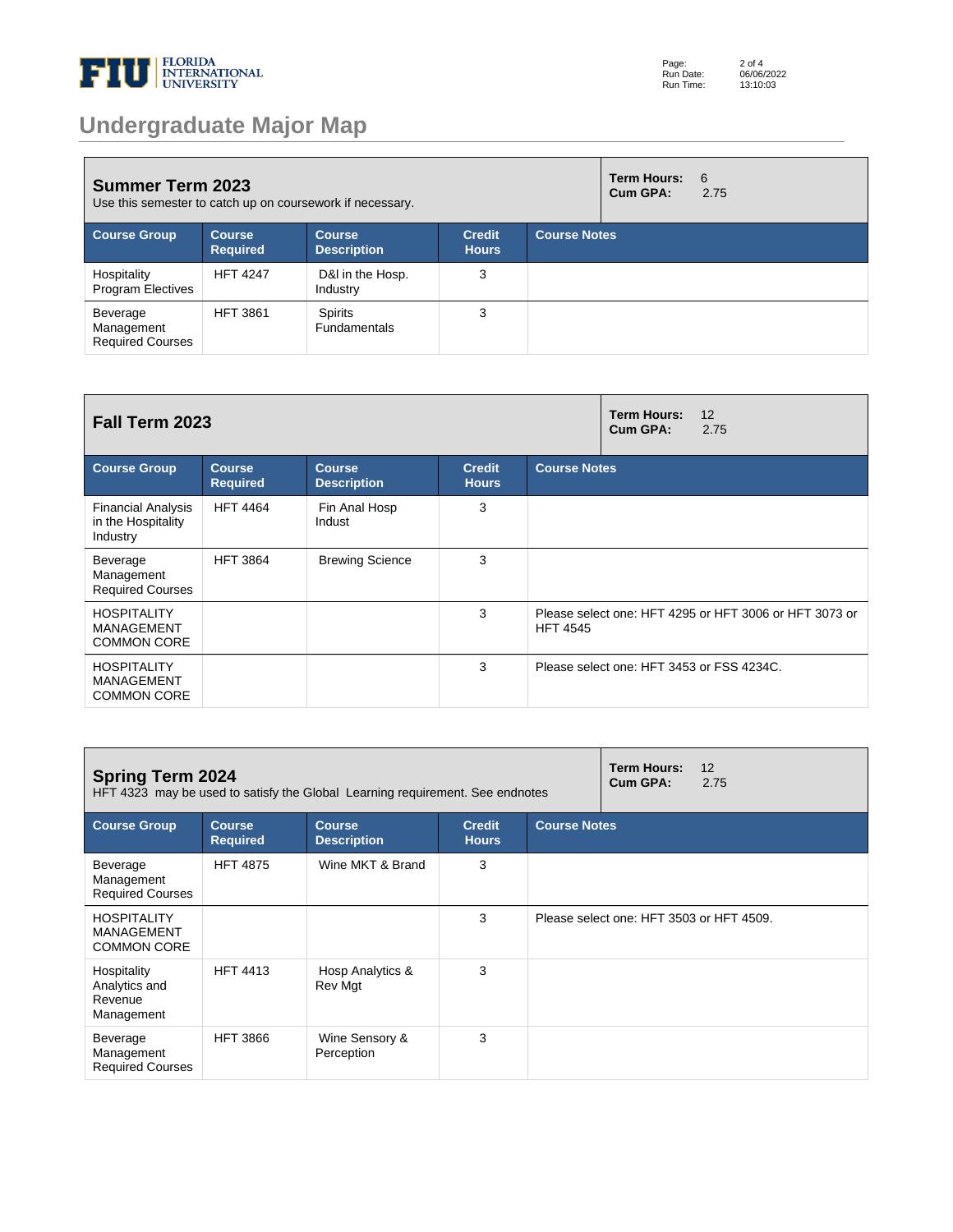# Undergraduate Major Map

## Summer Term 2023

Use this semester to catch up on coursework if necessary.

**Term Hours:** 6
**Cum GPA:** 2.75

| Course Group | Course Required | Course Description | Credit Hours | Course Notes |
|---|---|---|---|---|
| Hospitality Program Electives | HFT 4247 | D&I in the Hosp. Industry | 3 | |
| Beverage Management Required Courses | HFT 3861 | Spirits Fundamentals | 3 | |

## Fall Term 2023

**Term Hours:** 12
**Cum GPA:** 2.75

| Course Group | Course Required | Course Description | Credit Hours | Course Notes |
|---|---|---|---|---|
| Financial Analysis in the Hospitality Industry | HFT 4464 | Fin Anal Hosp Indust | 3 | |
| Beverage Management Required Courses | HFT 3864 | Brewing Science | 3 | |
| HOSPITALITY MANAGEMENT COMMON CORE | | | 3 | Please select one: HFT 4295 or HFT 3006 or HFT 3073 or HFT 4545 |
| HOSPITALITY MANAGEMENT COMMON CORE | | | 3 | Please select one: HFT 3453 or FSS 4234C. |

## Spring Term 2024

HFT 4323 may be used to satisfy the Global Learning requirement. See endnotes

**Term Hours:** 12
**Cum GPA:** 2.75

| Course Group | Course Required | Course Description | Credit Hours | Course Notes |
|---|---|---|---|---|
| Beverage Management Required Courses | HFT 4875 | Wine MKT & Brand | 3 | |
| HOSPITALITY MANAGEMENT COMMON CORE | | | 3 | Please select one: HFT 3503 or HFT 4509. |
| Hospitality Analytics and Revenue Management | HFT 4413 | Hosp Analytics & Rev Mgt | 3 | |
| Beverage Management Required Courses | HFT 3866 | Wine Sensory & Perception | 3 | |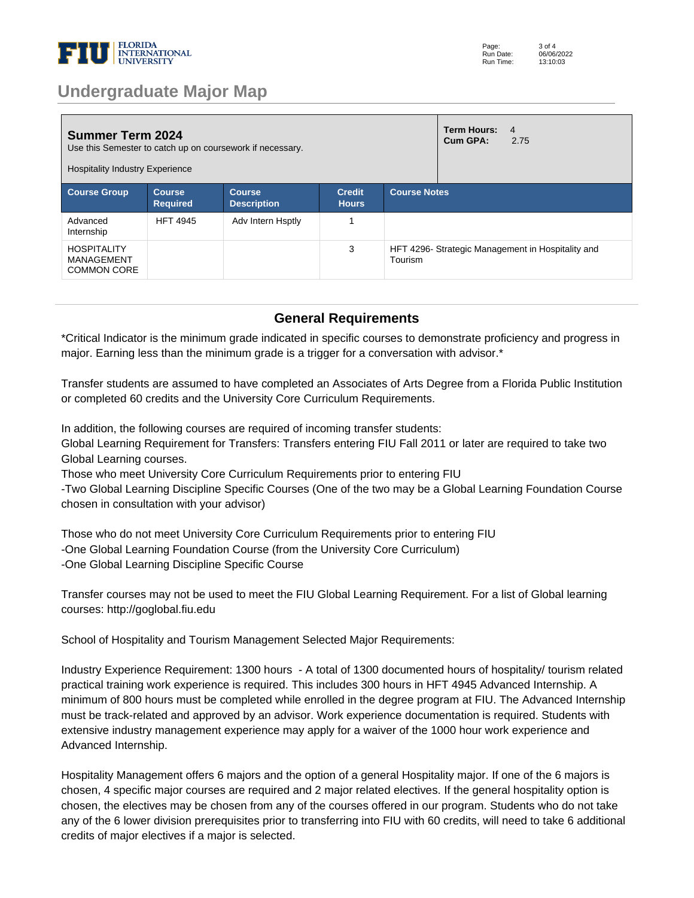# Undergraduate Major Map

| **Summer Term 2024**<br>Use this Semester to catch up on coursework if necessary.<br><br>Hospitality Industry Experience | | | | **Term Hours:** 4<br>**Cum GPA:** 2.75 |
|---|---|---|---|---|
| **Course Group** | **Course Required** | **Course Description** | **Credit Hours** | **Course Notes** |
| Advanced Internship | HFT 4945 | Adv Intern Hsptly | 1 | |
| HOSPITALITY MANAGEMENT COMMON CORE | | | 3 | HFT 4296- Strategic Management in Hospitality and Tourism |

## General Requirements

*Critical Indicator is the minimum grade indicated in specific courses to demonstrate proficiency and progress in major. Earning less than the minimum grade is a trigger for a conversation with advisor.*

Transfer students are assumed to have completed an Associates of Arts Degree from a Florida Public Institution or completed 60 credits and the University Core Curriculum Requirements.

In addition, the following courses are required of incoming transfer students:
Global Learning Requirement for Transfers: Transfers entering FIU Fall 2011 or later are required to take two Global Learning courses.
Those who meet University Core Curriculum Requirements prior to entering FIU
-Two Global Learning Discipline Specific Courses (One of the two may be a Global Learning Foundation Course chosen in consultation with your advisor)

Those who do not meet University Core Curriculum Requirements prior to entering FIU
-One Global Learning Foundation Course (from the University Core Curriculum)
-One Global Learning Discipline Specific Course

Transfer courses may not be used to meet the FIU Global Learning Requirement. For a list of Global learning courses: http://goglobal.fiu.edu

School of Hospitality and Tourism Management Selected Major Requirements:

Industry Experience Requirement: 1300 hours - A total of 1300 documented hours of hospitality/ tourism related practical training work experience is required. This includes 300 hours in HFT 4945 Advanced Internship. A minimum of 800 hours must be completed while enrolled in the degree program at FIU. The Advanced Internship must be track-related and approved by an advisor. Work experience documentation is required. Students with extensive industry management experience may apply for a waiver of the 1000 hour work experience and Advanced Internship.

Hospitality Management offers 6 majors and the option of a general Hospitality major. If one of the 6 majors is chosen, 4 specific major courses are required and 2 major related electives. If the general hospitality option is chosen, the electives may be chosen from any of the courses offered in our program. Students who do not take any of the 6 lower division prerequisites prior to transferring into FIU with 60 credits, will need to take 6 additional credits of major electives if a major is selected.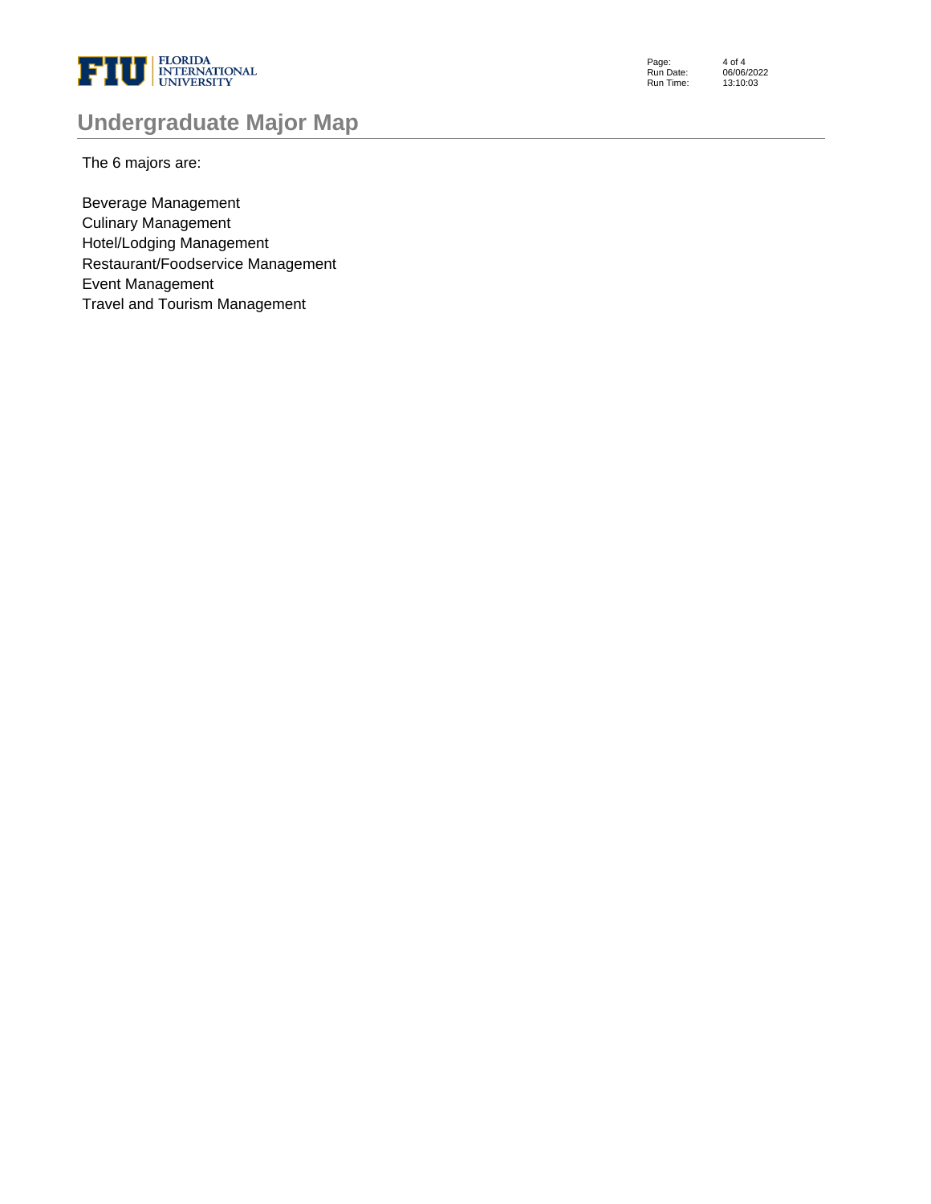# Undergraduate Major Map

The 6 majors are:

Beverage Management
Culinary Management
Hotel/Lodging Management
Restaurant/Foodservice Management
Event Management
Travel and Tourism Management